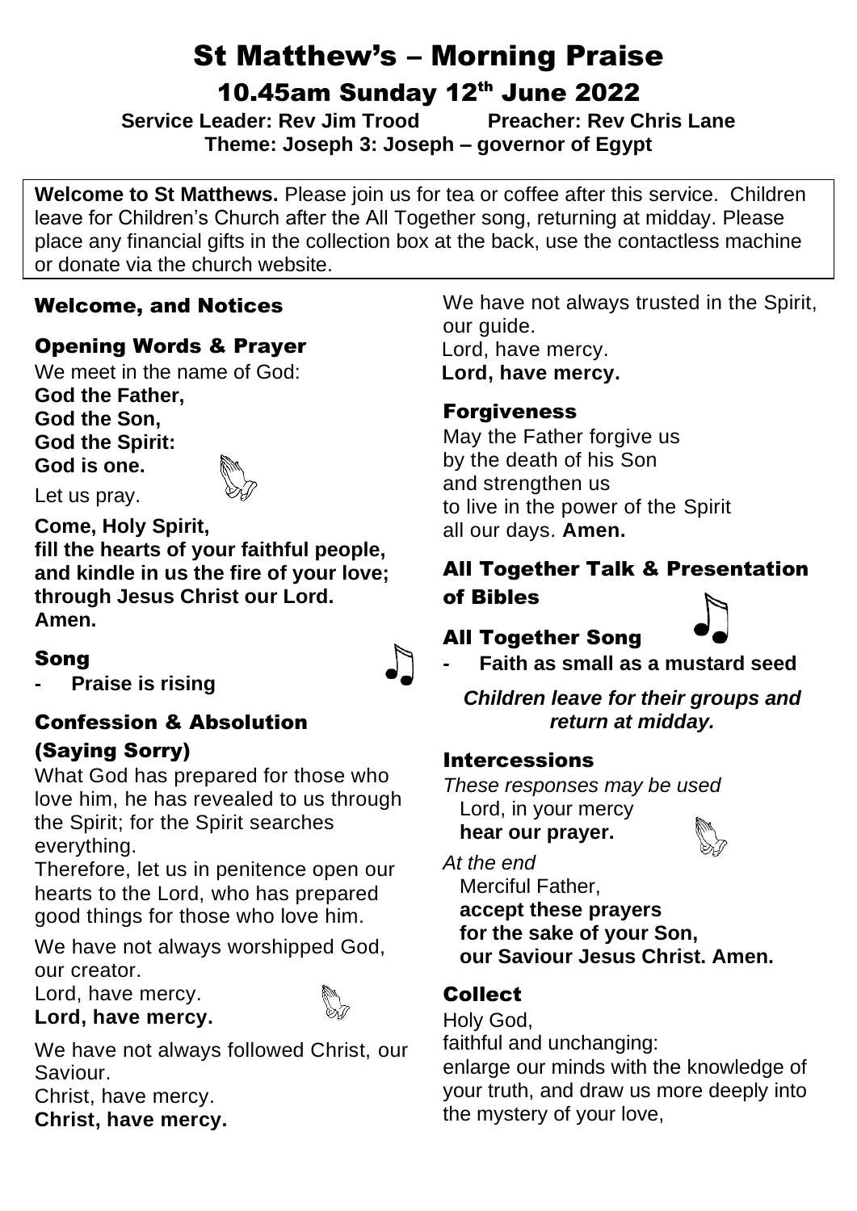# St Matthew's – Morning Praise

## 10.45am Sunday 12th June 2022

**Service Leader: Rev Jim Trood Preacher: Rev Chris Lane**
**Theme: Joseph 3: Joseph – governor of Egypt**

**Welcome to St Matthews.** Please join us for tea or coffee after this service. Children leave for Children's Church after the All Together song, returning at midday. Please place any financial gifts in the collection box at the back, use the contactless machine or donate via the church website.

### Welcome, and Notices

### Opening Words & Prayer

We meet in the name of God:
**God the Father,**
**God the Son,**
**God the Spirit:**
**God is one.**

Let us pray.

**Come, Holy Spirit,**
**fill the hearts of your faithful people,**
**and kindle in us the fire of your love;**
**through Jesus Christ our Lord.**
**Amen.**

### Song

- **Praise is rising**

### Confession & Absolution (Saying Sorry)

What God has prepared for those who love him, he has revealed to us through the Spirit; for the Spirit searches everything.

Therefore, let us in penitence open our hearts to the Lord, who has prepared good things for those who love him.

We have not always worshipped God, our creator.
Lord, have mercy.
**Lord, have mercy.**

We have not always followed Christ, our Saviour.
Christ, have mercy.
**Christ, have mercy.**

We have not always trusted in the Spirit, our guide.
Lord, have mercy.
**Lord, have mercy.**

### Forgiveness

May the Father forgive us
by the death of his Son
and strengthen us
to live in the power of the Spirit
all our days. **Amen.**

### All Together Talk & Presentation of Bibles

### All Together Song

- **Faith as small as a mustard seed**

***Children leave for their groups and return at midday.***

### Intercessions

*These responses may be used*
Lord, in your mercy
**hear our prayer.**

*At the end*
Merciful Father,
**accept these prayers**
**for the sake of your Son,**
**our Saviour Jesus Christ. Amen.**

### Collect

Holy God,
faithful and unchanging:
enlarge our minds with the knowledge of your truth, and draw us more deeply into the mystery of your love,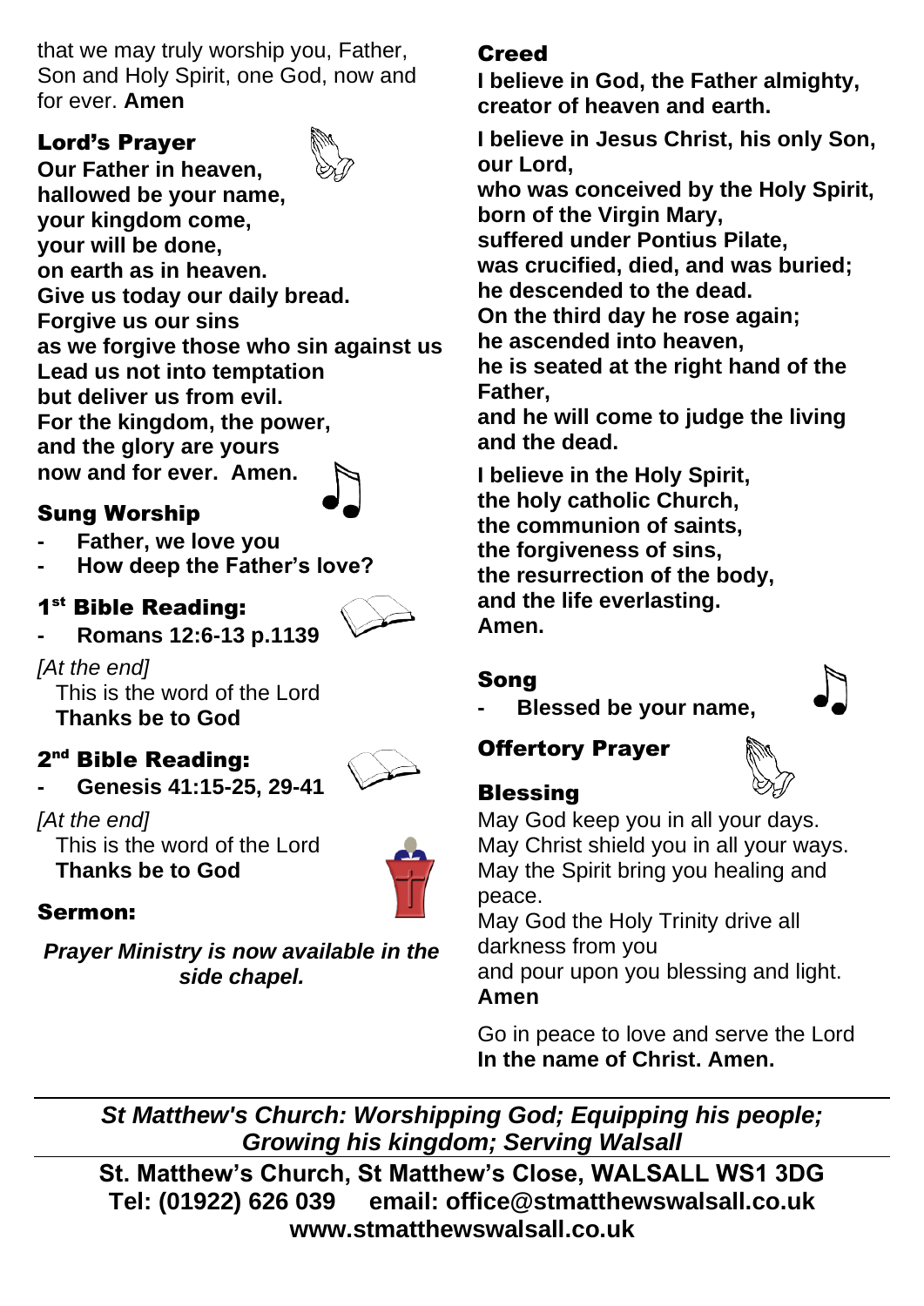that we may truly worship you, Father, Son and Holy Spirit, one God, now and for ever. **Amen**

## Lord's Prayer

**Our Father in heaven,**
**hallowed be your name,**
**your kingdom come,**
**your will be done,**
**on earth as in heaven.**
**Give us today our daily bread.**
**Forgive us our sins**
**as we forgive those who sin against us**
**Lead us not into temptation**
**but deliver us from evil.**
**For the kingdom, the power,**
**and the glory are yours**
**now and for ever. Amen.**

## Sung Worship

- **Father, we love you**
- **How deep the Father's love?**

## 1st Bible Reading:

- **Romans 12:6-13 p.1139**

*[At the end]*
This is the word of the Lord
**Thanks be to God**

## 2nd Bible Reading:

- **Genesis 41:15-25, 29-41**

*[At the end]*
This is the word of the Lord
**Thanks be to God**

## Sermon:

***Prayer Ministry is now available in the side chapel.***

## Creed

**I believe in God, the Father almighty, creator of heaven and earth.**

**I believe in Jesus Christ, his only Son, our Lord,**
**who was conceived by the Holy Spirit,**
**born of the Virgin Mary,**
**suffered under Pontius Pilate,**
**was crucified, died, and was buried;**
**he descended to the dead.**
**On the third day he rose again;**
**he ascended into heaven,**
**he is seated at the right hand of the Father,**
**and he will come to judge the living and the dead.**

**I believe in the Holy Spirit,**
**the holy catholic Church,**
**the communion of saints,**
**the forgiveness of sins,**
**the resurrection of the body,**
**and the life everlasting.**
**Amen.**

## Song

- **Blessed be your name,**

## Offertory Prayer

## Blessing

May God keep you in all your days.
May Christ shield you in all your ways.
May the Spirit bring you healing and peace.
May God the Holy Trinity drive all darkness from you
and pour upon you blessing and light.
**Amen**

Go in peace to love and serve the Lord
**In the name of Christ. Amen.**

---

***St Matthew's Church: Worshipping God; Equipping his people; Growing his kingdom; Serving Walsall***

**St. Matthew's Church, St Matthew's Close, WALSALL WS1 3DG**
**Tel: (01922) 626 039 email: office@stmatthewswalsall.co.uk**
**www.stmatthewswalsall.co.uk**